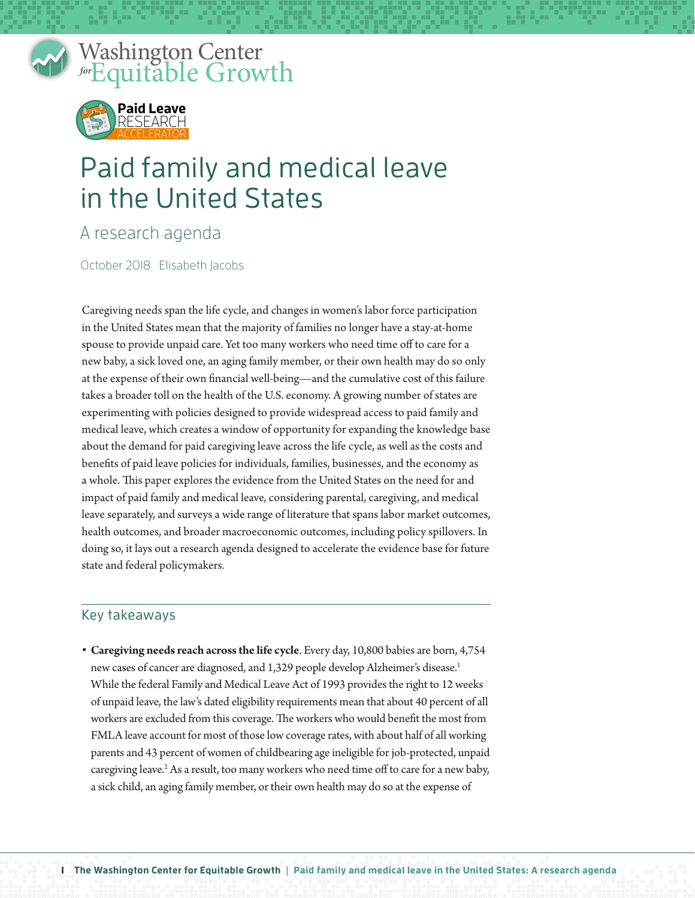Washington Center *for* Equitable Growth

Paid Leave RESEARCH ACCELERATOR

# Paid family and medical leave in the United States

## A research agenda

October 2018 Elisabeth Jacobs

Caregiving needs span the life cycle, and changes in women's labor force participation in the United States mean that the majority of families no longer have a stay-at-home spouse to provide unpaid care. Yet too many workers who need time off to care for a new baby, a sick loved one, an aging family member, or their own health may do so only at the expense of their own financial well-being—and the cumulative cost of this failure takes a broader toll on the health of the U.S. economy. A growing number of states are experimenting with policies designed to provide widespread access to paid family and medical leave, which creates a window of opportunity for expanding the knowledge base about the demand for paid caregiving leave across the life cycle, as well as the costs and benefits of paid leave policies for individuals, families, businesses, and the economy as a whole. This paper explores the evidence from the United States on the need for and impact of paid family and medical leave, considering parental, caregiving, and medical leave separately, and surveys a wide range of literature that spans labor market outcomes, health outcomes, and broader macroeconomic outcomes, including policy spillovers. In doing so, it lays out a research agenda designed to accelerate the evidence base for future state and federal policymakers.

### Key takeaways

- **Caregiving needs reach across the life cycle**. Every day, 10,800 babies are born, 4,754 new cases of cancer are diagnosed, and 1,329 people develop Alzheimer's disease.[1] While the federal Family and Medical Leave Act of 1993 provides the right to 12 weeks of unpaid leave, the law's dated eligibility requirements mean that about 40 percent of all workers are excluded from this coverage. The workers who would benefit the most from FMLA leave account for most of those low coverage rates, with about half of all working parents and 43 percent of women of childbearing age ineligible for job-protected, unpaid caregiving leave.[2] As a result, too many workers who need time off to care for a new baby, a sick child, an aging family member, or their own health may do so at the expense of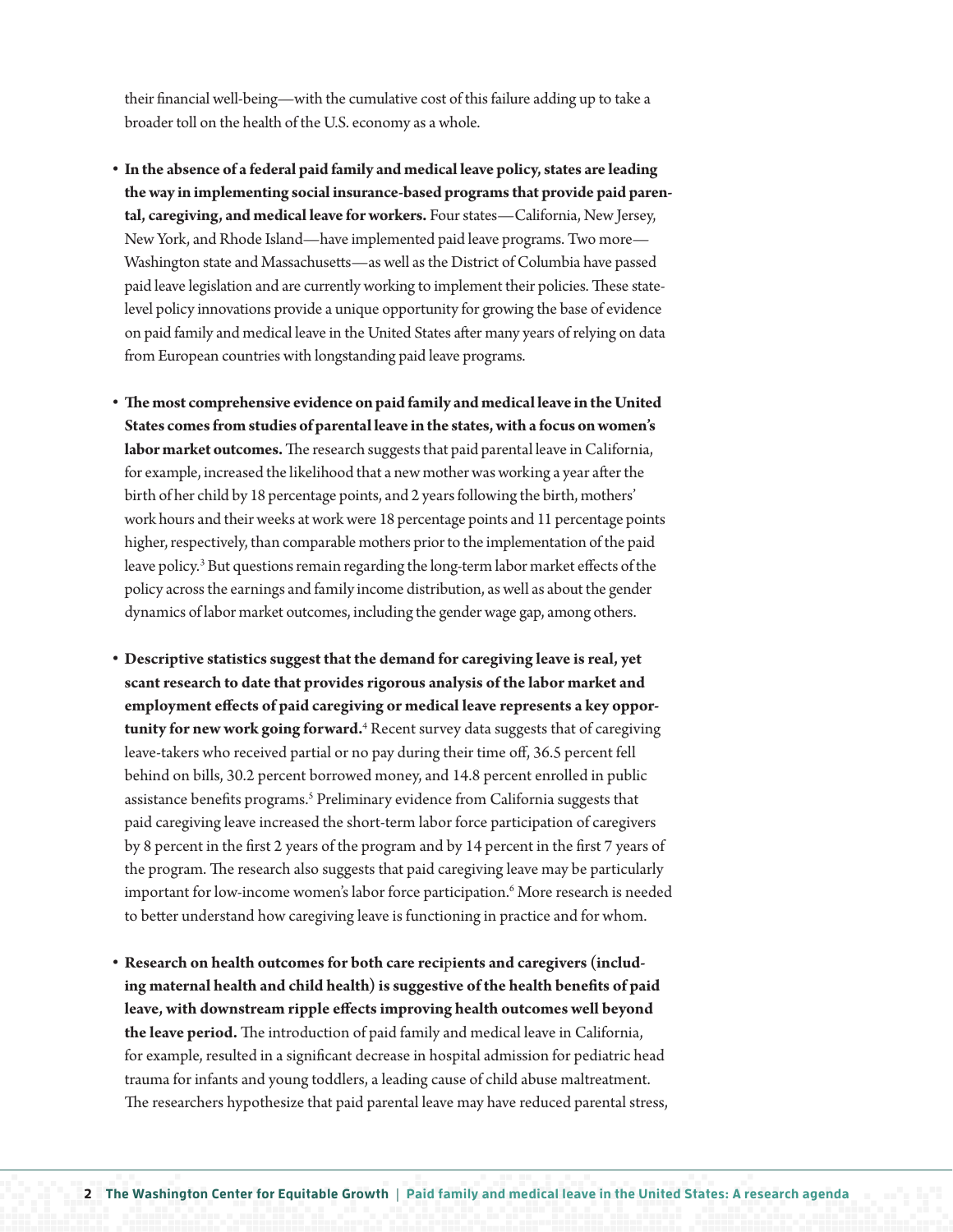their financial well-being—with the cumulative cost of this failure adding up to take a broader toll on the health of the U.S. economy as a whole.

- **In the absence of a federal paid family and medical leave policy, states are leading the way in implementing social insurance-based programs that provide paid parental, caregiving, and medical leave for workers.** Four states—California, New Jersey, New York, and Rhode Island—have implemented paid leave programs. Two more—Washington state and Massachusetts—as well as the District of Columbia have passed paid leave legislation and are currently working to implement their policies. These state-level policy innovations provide a unique opportunity for growing the base of evidence on paid family and medical leave in the United States after many years of relying on data from European countries with longstanding paid leave programs.

- **The most comprehensive evidence on paid family and medical leave in the United States comes from studies of parental leave in the states, with a focus on women's labor market outcomes.** The research suggests that paid parental leave in California, for example, increased the likelihood that a new mother was working a year after the birth of her child by 18 percentage points, and 2 years following the birth, mothers' work hours and their weeks at work were 18 percentage points and 11 percentage points higher, respectively, than comparable mothers prior to the implementation of the paid leave policy.[3] But questions remain regarding the long-term labor market effects of the policy across the earnings and family income distribution, as well as about the gender dynamics of labor market outcomes, including the gender wage gap, among others.

- **Descriptive statistics suggest that the demand for caregiving leave is real, yet scant research to date that provides rigorous analysis of the labor market and employment effects of paid caregiving or medical leave represents a key opportunity for new work going forward.**[4] Recent survey data suggests that of caregiving leave-takers who received partial or no pay during their time off, 36.5 percent fell behind on bills, 30.2 percent borrowed money, and 14.8 percent enrolled in public assistance benefits programs.[5] Preliminary evidence from California suggests that paid caregiving leave increased the short-term labor force participation of caregivers by 8 percent in the first 2 years of the program and by 14 percent in the first 7 years of the program. The research also suggests that paid caregiving leave may be particularly important for low-income women's labor force participation.[6] More research is needed to better understand how caregiving leave is functioning in practice and for whom.

- **Research on health outcomes for both care recipients and caregivers (including maternal health and child health) is suggestive of the health benefits of paid leave, with downstream ripple effects improving health outcomes well beyond the leave period.** The introduction of paid family and medical leave in California, for example, resulted in a significant decrease in hospital admission for pediatric head trauma for infants and young toddlers, a leading cause of child abuse maltreatment. The researchers hypothesize that paid parental leave may have reduced parental stress,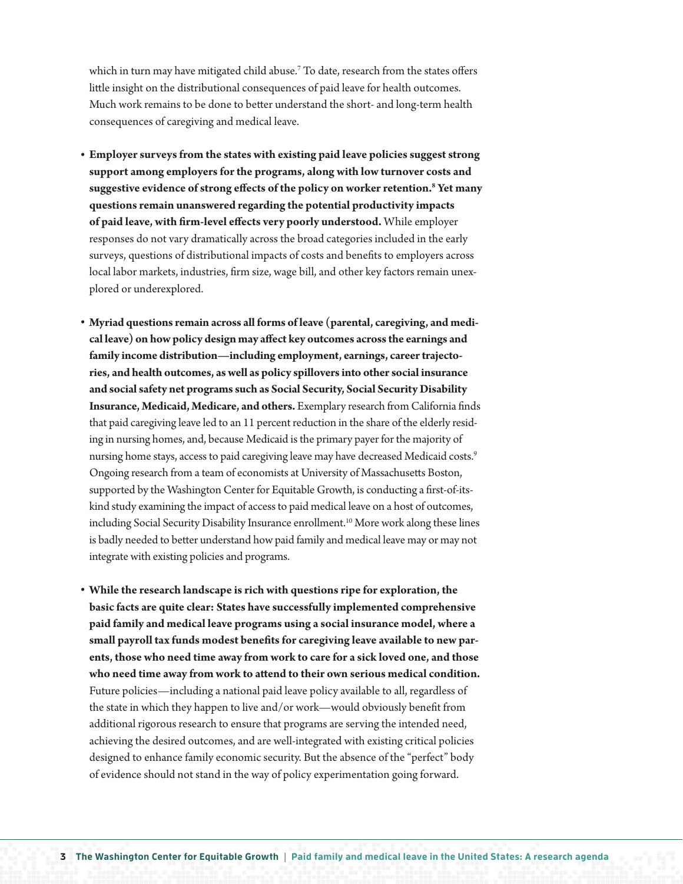which in turn may have mitigated child abuse.[7] To date, research from the states offers little insight on the distributional consequences of paid leave for health outcomes. Much work remains to be done to better understand the short- and long-term health consequences of caregiving and medical leave.

- **Employer surveys from the states with existing paid leave policies suggest strong support among employers for the programs, along with low turnover costs and suggestive evidence of strong effects of the policy on worker retention.[8] Yet many questions remain unanswered regarding the potential productivity impacts of paid leave, with firm-level effects very poorly understood.** While employer responses do not vary dramatically across the broad categories included in the early surveys, questions of distributional impacts of costs and benefits to employers across local labor markets, industries, firm size, wage bill, and other key factors remain unexplored or underexplored.

- **Myriad questions remain across all forms of leave (parental, caregiving, and medical leave) on how policy design may affect key outcomes across the earnings and family income distribution—including employment, earnings, career trajectories, and health outcomes, as well as policy spillovers into other social insurance and social safety net programs such as Social Security, Social Security Disability Insurance, Medicaid, Medicare, and others.** Exemplary research from California finds that paid caregiving leave led to an 11 percent reduction in the share of the elderly residing in nursing homes, and, because Medicaid is the primary payer for the majority of nursing home stays, access to paid caregiving leave may have decreased Medicaid costs.[9] Ongoing research from a team of economists at University of Massachusetts Boston, supported by the Washington Center for Equitable Growth, is conducting a first-of-its-kind study examining the impact of access to paid medical leave on a host of outcomes, including Social Security Disability Insurance enrollment.[10] More work along these lines is badly needed to better understand how paid family and medical leave may or may not integrate with existing policies and programs.

- **While the research landscape is rich with questions ripe for exploration, the basic facts are quite clear: States have successfully implemented comprehensive paid family and medical leave programs using a social insurance model, where a small payroll tax funds modest benefits for caregiving leave available to new parents, those who need time away from work to care for a sick loved one, and those who need time away from work to attend to their own serious medical condition.** Future policies—including a national paid leave policy available to all, regardless of the state in which they happen to live and/or work—would obviously benefit from additional rigorous research to ensure that programs are serving the intended need, achieving the desired outcomes, and are well-integrated with existing critical policies designed to enhance family economic security. But the absence of the "perfect" body of evidence should not stand in the way of policy experimentation going forward.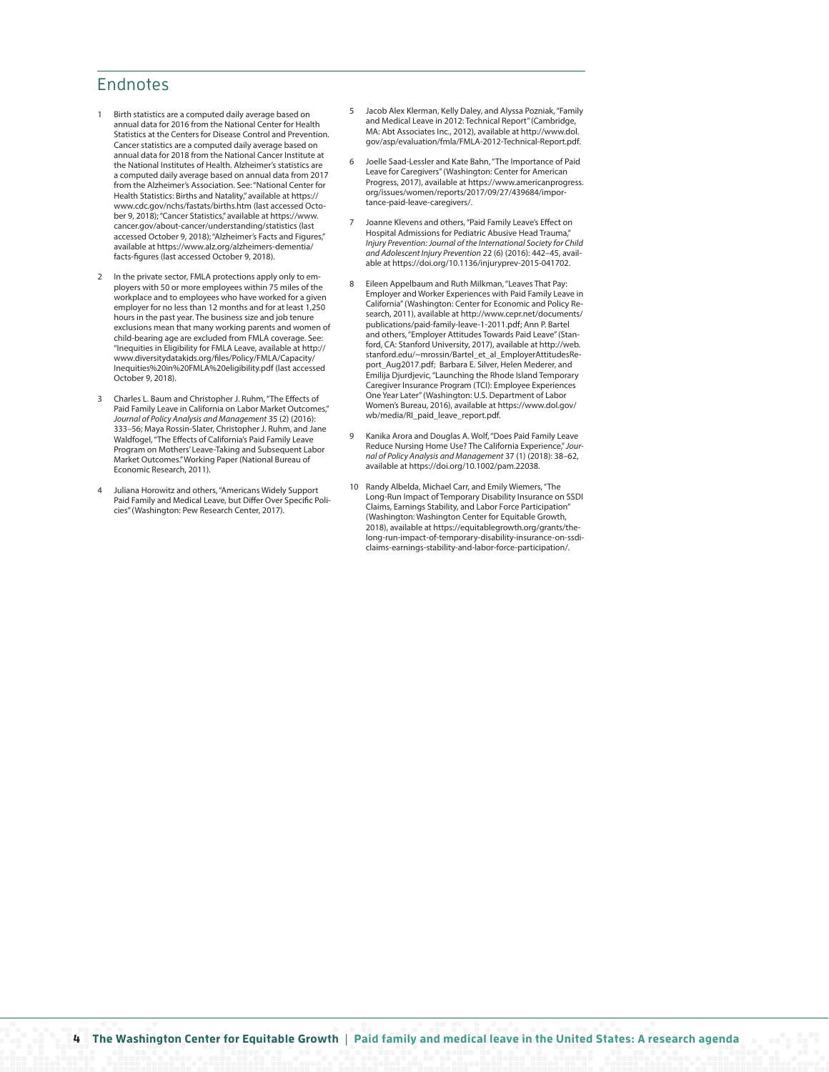## Endnotes

1. Birth statistics are a computed daily average based on annual data for 2016 from the National Center for Health Statistics at the Centers for Disease Control and Prevention. Cancer statistics are a computed daily average based on annual data for 2018 from the National Cancer Institute at the National Institutes of Health. Alzheimer's statistics are a computed daily average based on annual data from 2017 from the Alzheimer's Association. See: "National Center for Health Statistics: Births and Natality," available at https://www.cdc.gov/nchs/fastats/births.htm (last accessed October 9, 2018); "Cancer Statistics," available at https://www.cancer.gov/about-cancer/understanding/statistics (last accessed October 9, 2018); "Alzheimer's Facts and Figures," available at https://www.alz.org/alzheimers-dementia/facts-figures (last accessed October 9, 2018).

2. In the private sector, FMLA protections apply only to employers with 50 or more employees within 75 miles of the workplace and to employees who have worked for a given employer for no less than 12 months and for at least 1,250 hours in the past year. The business size and job tenure exclusions mean that many working parents and women of child-bearing age are excluded from FMLA coverage. See: "Inequities in Eligibility for FMLA Leave, available at http://www.diversitydatakids.org/files/Policy/FMLA/Capacity/Inequities%20in%20FMLA%20eligibility.pdf (last accessed October 9, 2018).

3. Charles L. Baum and Christopher J. Ruhm, "The Effects of Paid Family Leave in California on Labor Market Outcomes," *Journal of Policy Analysis and Management* 35 (2) (2016): 333–56; Maya Rossin-Slater, Christopher J. Ruhm, and Jane Waldfogel, "The Effects of California's Paid Family Leave Program on Mothers' Leave-Taking and Subsequent Labor Market Outcomes." Working Paper (National Bureau of Economic Research, 2011).

4. Juliana Horowitz and others, "Americans Widely Support Paid Family and Medical Leave, but Differ Over Specific Policies" (Washington: Pew Research Center, 2017).

5. Jacob Alex Klerman, Kelly Daley, and Alyssa Pozniak, "Family and Medical Leave in 2012: Technical Report" (Cambridge, MA: Abt Associates Inc., 2012), available at http://www.dol.gov/asp/evaluation/fmla/FMLA-2012-Technical-Report.pdf.

6. Joelle Saad-Lessler and Kate Bahn, "The Importance of Paid Leave for Caregivers" (Washington: Center for American Progress, 2017), available at https://www.americanprogress.org/issues/women/reports/2017/09/27/439684/importance-paid-leave-caregivers/.

7. Joanne Klevens and others, "Paid Family Leave's Effect on Hospital Admissions for Pediatric Abusive Head Trauma," *Injury Prevention: Journal of the International Society for Child and Adolescent Injury Prevention* 22 (6) (2016): 442–45, available at https://doi.org/10.1136/injuryprev-2015-041702.

8. Eileen Appelbaum and Ruth Milkman, "Leaves That Pay: Employer and Worker Experiences with Paid Family Leave in California" (Washington: Center for Economic and Policy Research, 2011), available at http://www.cepr.net/documents/publications/paid-family-leave-1-2011.pdf; Ann P. Bartel and others, "Employer Attitudes Towards Paid Leave" (Stanford, CA: Stanford University, 2017), available at http://web.stanford.edu/~mrossin/Bartel_et_al_EmployerAttitudesReport_Aug2017.pdf; Barbara E. Silver, Helen Mederer, and Emilija Djurdjevic, "Launching the Rhode Island Temporary Caregiver Insurance Program (TCI): Employee Experiences One Year Later" (Washington: U.S. Department of Labor Women's Bureau, 2016), available at https://www.dol.gov/wb/media/RI_paid_leave_report.pdf.

9. Kanika Arora and Douglas A. Wolf, "Does Paid Family Leave Reduce Nursing Home Use? The California Experience," *Journal of Policy Analysis and Management* 37 (1) (2018): 38–62, available at https://doi.org/10.1002/pam.22038.

10. Randy Albelda, Michael Carr, and Emily Wiemers, "The Long-Run Impact of Temporary Disability Insurance on SSDI Claims, Earnings Stability, and Labor Force Participation" (Washington: Washington Center for Equitable Growth, 2018), available at https://equitablegrowth.org/grants/the-long-run-impact-of-temporary-disability-insurance-on-ssdi-claims-earnings-stability-and-labor-force-participation/.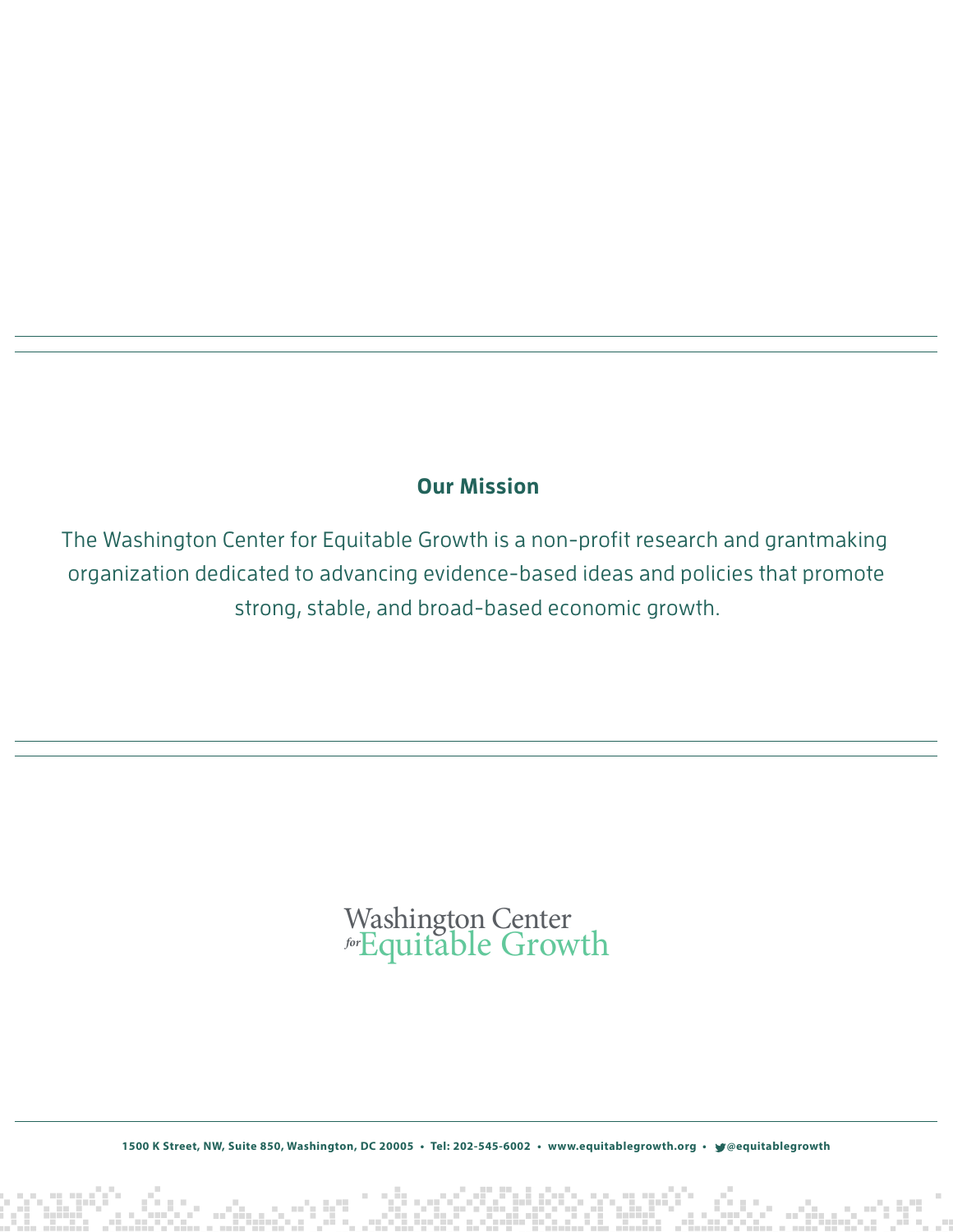## Our Mission

The Washington Center for Equitable Growth is a non-profit research and grantmaking organization dedicated to advancing evidence-based ideas and policies that promote strong, stable, and broad-based economic growth.

Washington Center *for* Equitable Growth

1500 K Street, NW, Suite 850, Washington, DC 20005 • Tel: 202-545-6002 • www.equitablegrowth.org • @equitablegrowth